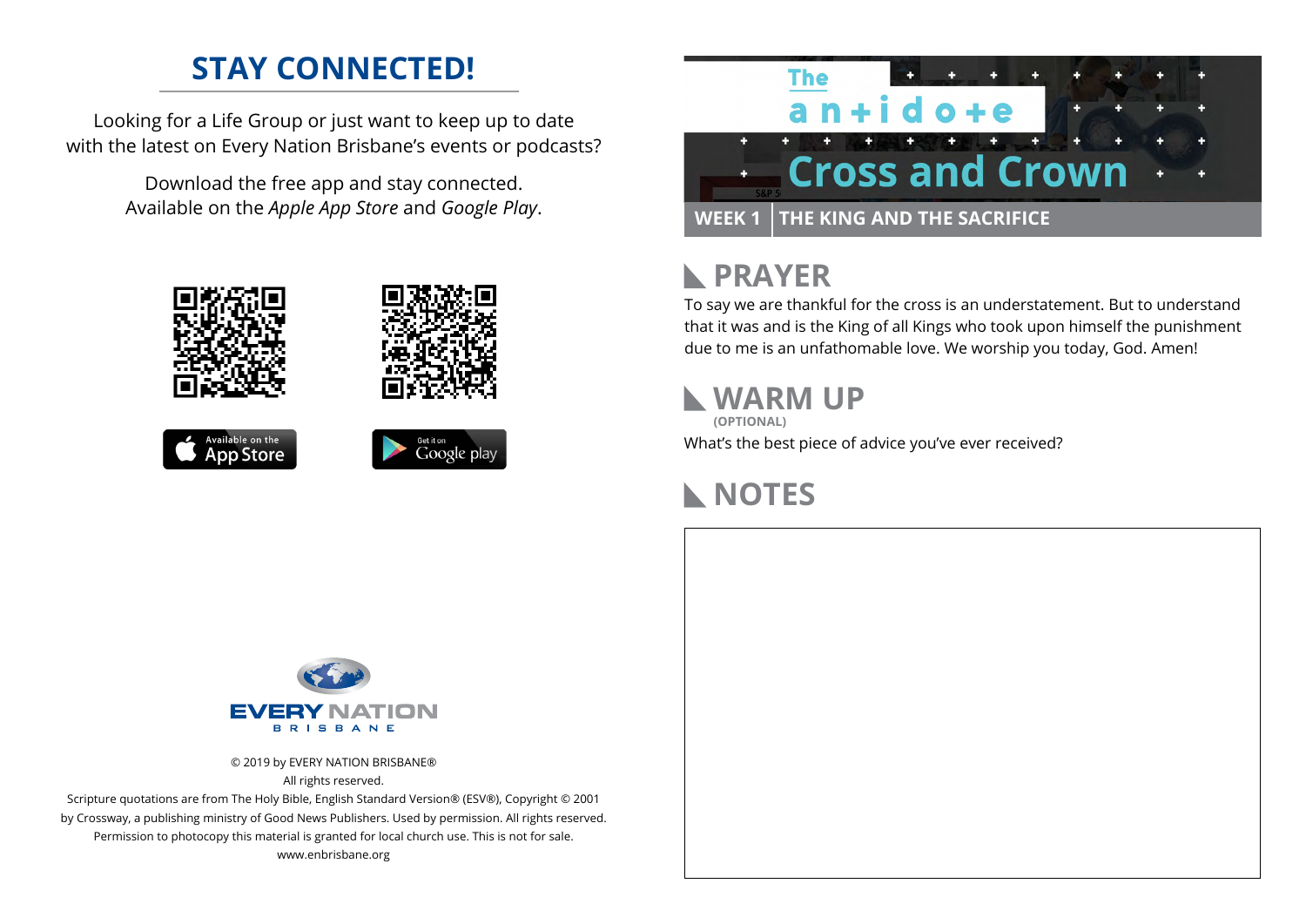## STAY CONNECTED!

Looking for a Life Group or just want to keep up to date with the latest on Every Nation Brisbane's events or podcasts?

Download the free app and stay connected. Available on the *Apple App Store* and *Google Play*.

Available on the App Store

Get it on Google play

EVERY NATION
BRISBANE

© 2019 by EVERY NATION BRISBANE®
All rights reserved.
Scripture quotations are from The Holy Bible, English Standard Version® (ESV®), Copyright © 2001 by Crossway, a publishing ministry of Good News Publishers. Used by permission. All rights reserved.
Permission to photocopy this material is granted for local church use. This is not for sale.
www.enbrisbane.org

The antidote

# Cross and Crown

**WEEK 1** | **THE KING AND THE SACRIFICE**

## PRAYER

To say we are thankful for the cross is an understatement. But to understand that it was and is the King of all Kings who took upon himself the punishment due to me is an unfathomable love. We worship you today, God. Amen!

## WARM UP

**(OPTIONAL)**

What's the best piece of advice you've ever received?

## NOTES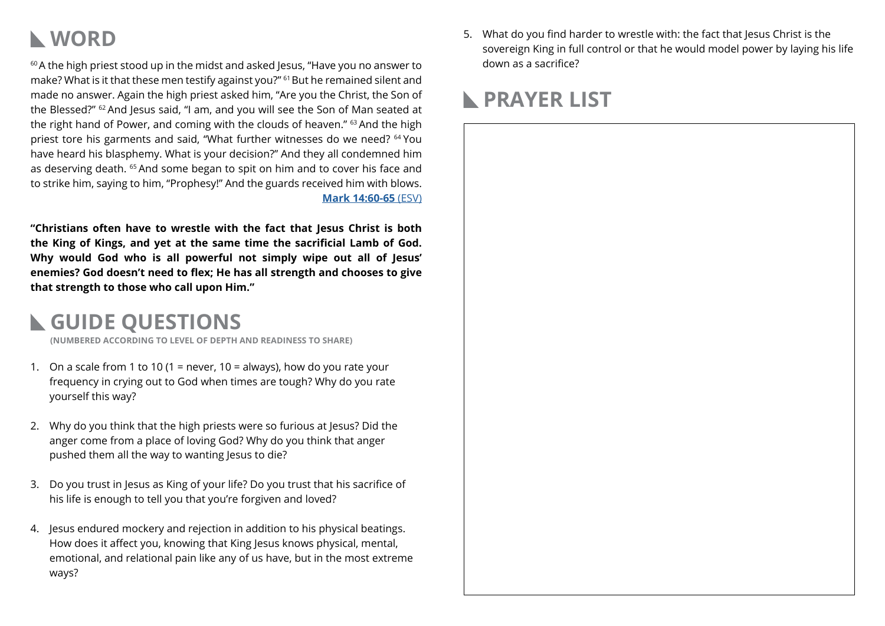## WORD

[60] A the high priest stood up in the midst and asked Jesus, "Have you no answer to make? What is it that these men testify against you?" [61] But he remained silent and made no answer. Again the high priest asked him, "Are you the Christ, the Son of the Blessed?" [62] And Jesus said, "I am, and you will see the Son of Man seated at the right hand of Power, and coming with the clouds of heaven." [63] And the high priest tore his garments and said, "What further witnesses do we need? [64] You have heard his blasphemy. What is your decision?" And they all condemned him as deserving death. [65] And some began to spit on him and to cover his face and to strike him, saying to him, "Prophesy!" And the guards received him with blows.

**Mark 14:60-65** (ESV)

**"Christians often have to wrestle with the fact that Jesus Christ is both the King of Kings, and yet at the same time the sacrificial Lamb of God. Why would God who is all powerful not simply wipe out all of Jesus' enemies? God doesn't need to flex; He has all strength and chooses to give that strength to those who call upon Him."**

## GUIDE QUESTIONS

**(NUMBERED ACCORDING TO LEVEL OF DEPTH AND READINESS TO SHARE)**

1. On a scale from 1 to 10 (1 = never, 10 = always), how do you rate your frequency in crying out to God when times are tough? Why do you rate yourself this way?
2. Why do you think that the high priests were so furious at Jesus? Did the anger come from a place of loving God? Why do you think that anger pushed them all the way to wanting Jesus to die?
3. Do you trust in Jesus as King of your life? Do you trust that his sacrifice of his life is enough to tell you that you're forgiven and loved?
4. Jesus endured mockery and rejection in addition to his physical beatings. How does it affect you, knowing that King Jesus knows physical, mental, emotional, and relational pain like any of us have, but in the most extreme ways?
5. What do you find harder to wrestle with: the fact that Jesus Christ is the sovereign King in full control or that he would model power by laying his life down as a sacrifice?

## PRAYER LIST